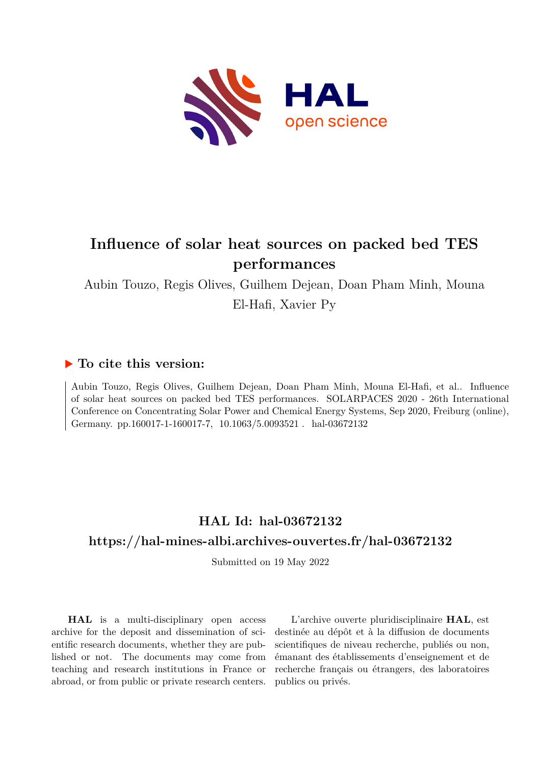# Influence of solar heat sources on packed bed TES performances

Aubin Touzo, Regis Olives, Guilhem Dejean, Doan Pham Minh, Mouna El-Hafi, Xavier Py

## ▶ To cite this version:

Aubin Touzo, Regis Olives, Guilhem Dejean, Doan Pham Minh, Mouna El-Hafi, et al.. Influence of solar heat sources on packed bed TES performances. SOLARPACES 2020 - 26th International Conference on Concentrating Solar Power and Chemical Energy Systems, Sep 2020, Freiburg (online), Germany. pp.160017-1-160017-7, 10.1063/5.0093521 . hal-03672132

## HAL Id: hal-03672132

## https://hal-mines-albi.archives-ouvertes.fr/hal-03672132

Submitted on 19 May 2022

**HAL** is a multi-disciplinary open access archive for the deposit and dissemination of scientific research documents, whether they are published or not. The documents may come from teaching and research institutions in France or abroad, or from public or private research centers.

L'archive ouverte pluridisciplinaire **HAL**, est destinée au dépôt et à la diffusion de documents scientifiques de niveau recherche, publiés ou non, émanant des établissements d'enseignement et de recherche français ou étrangers, des laboratoires publics ou privés.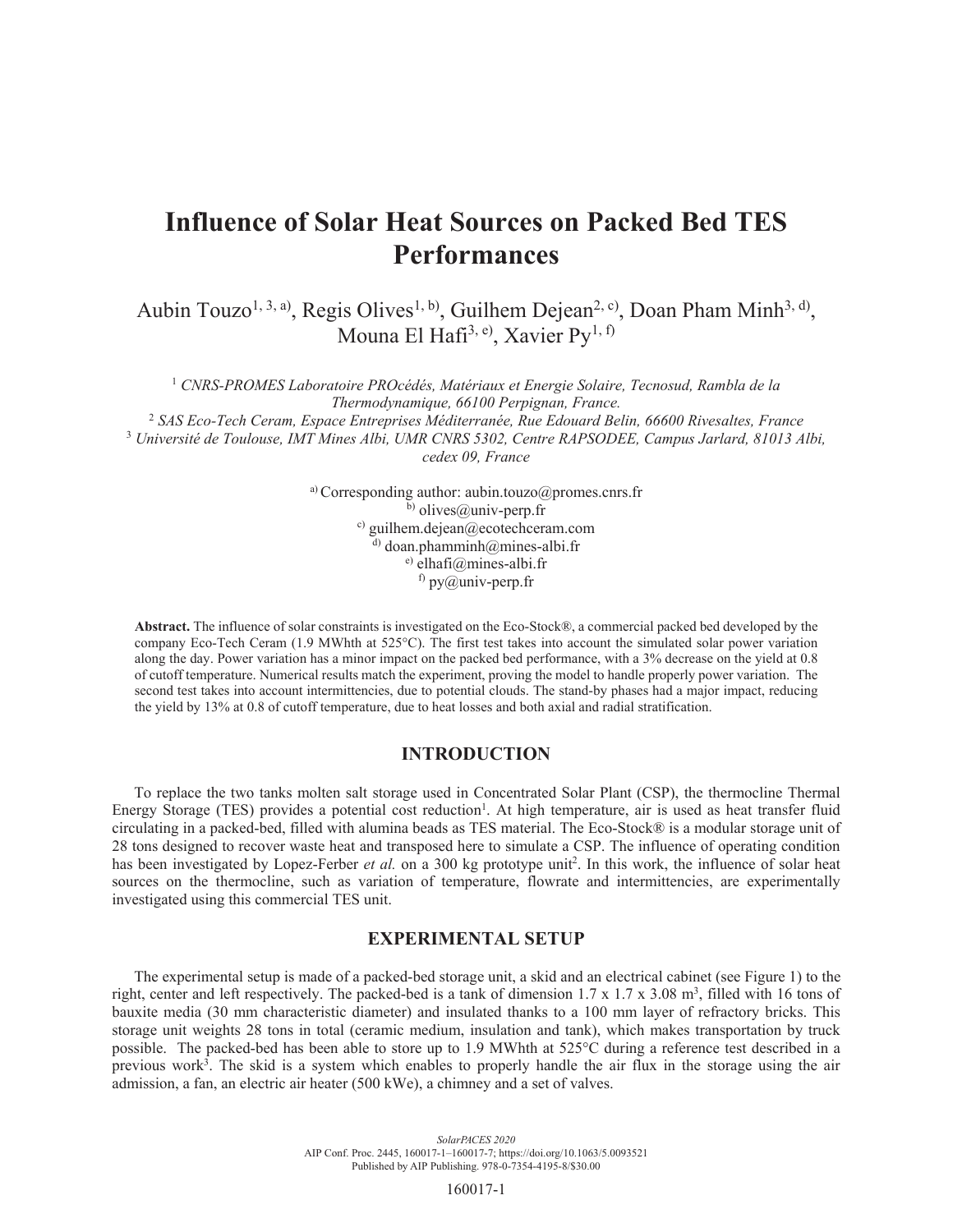# Influence of Solar Heat Sources on Packed Bed TES Performances

Aubin Touzo[1, 3, a)], Regis Olives[1, b)], Guilhem Dejean[2, c)], Doan Pham Minh[3, d)], Mouna El Hafi[3, e)], Xavier Py[1, f)]

[1] *CNRS-PROMES Laboratoire PROcédés, Matériaux et Energie Solaire, Tecnosud, Rambla de la Thermodynamique, 66100 Perpignan, France.*
[2] *SAS Eco-Tech Ceram, Espace Entreprises Méditerranée, Rue Edouard Belin, 66600 Rivesaltes, France*
[3] *Université de Toulouse, IMT Mines Albi, UMR CNRS 5302, Centre RAPSODEE, Campus Jarlard, 81013 Albi, cedex 09, France*

[a)] Corresponding author: aubin.touzo@promes.cnrs.fr
[b)] olives@univ-perp.fr
[c)] guilhem.dejean@ecotechceram.com
[d)] doan.phamminh@mines-albi.fr
[e)] elhafi@mines-albi.fr
[f)] py@univ-perp.fr

**Abstract.** The influence of solar constraints is investigated on the Eco-Stock®, a commercial packed bed developed by the company Eco-Tech Ceram (1.9 MWhth at 525°C). The first test takes into account the simulated solar power variation along the day. Power variation has a minor impact on the packed bed performance, with a 3% decrease on the yield at 0.8 of cutoff temperature. Numerical results match the experiment, proving the model to handle properly power variation. The second test takes into account intermittencies, due to potential clouds. The stand-by phases had a major impact, reducing the yield by 13% at 0.8 of cutoff temperature, due to heat losses and both axial and radial stratification.

## INTRODUCTION

To replace the two tanks molten salt storage used in Concentrated Solar Plant (CSP), the thermocline Thermal Energy Storage (TES) provides a potential cost reduction[1]. At high temperature, air is used as heat transfer fluid circulating in a packed-bed, filled with alumina beads as TES material. The Eco-Stock® is a modular storage unit of 28 tons designed to recover waste heat and transposed here to simulate a CSP. The influence of operating condition has been investigated by Lopez-Ferber *et al.* on a 300 kg prototype unit[2]. In this work, the influence of solar heat sources on the thermocline, such as variation of temperature, flowrate and intermittencies, are experimentally investigated using this commercial TES unit.

## EXPERIMENTAL SETUP

The experimental setup is made of a packed-bed storage unit, a skid and an electrical cabinet (see Figure 1) to the right, center and left respectively. The packed-bed is a tank of dimension 1.7 x 1.7 x 3.08 $m^3$, filled with 16 tons of bauxite media (30 mm characteristic diameter) and insulated thanks to a 100 mm layer of refractory bricks. This storage unit weights 28 tons in total (ceramic medium, insulation and tank), which makes transportation by truck possible. The packed-bed has been able to store up to 1.9 MWhth at 525°C during a reference test described in a previous work[3]. The skid is a system which enables to properly handle the air flux in the storage using the air admission, a fan, an electric air heater (500 kWe), a chimney and a set of valves.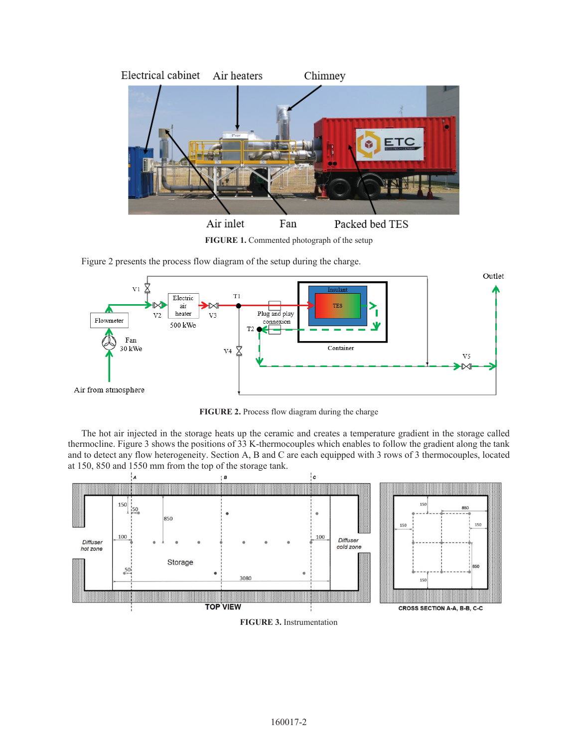FIGURE 1. Commented photograph of the setup

Figure 2 presents the process flow diagram of the setup during the charge.

FIGURE 2. Process flow diagram during the charge

The hot air injected in the storage heats up the ceramic and creates a temperature gradient in the storage called thermocline. Figure 3 shows the positions of 33 K-thermocouples which enables to follow the gradient along the tank and to detect any flow heterogeneity. Section A, B and C are each equipped with 3 rows of 3 thermocouples, located at 150, 850 and 1550 mm from the top of the storage tank.

FIGURE 3. Instrumentation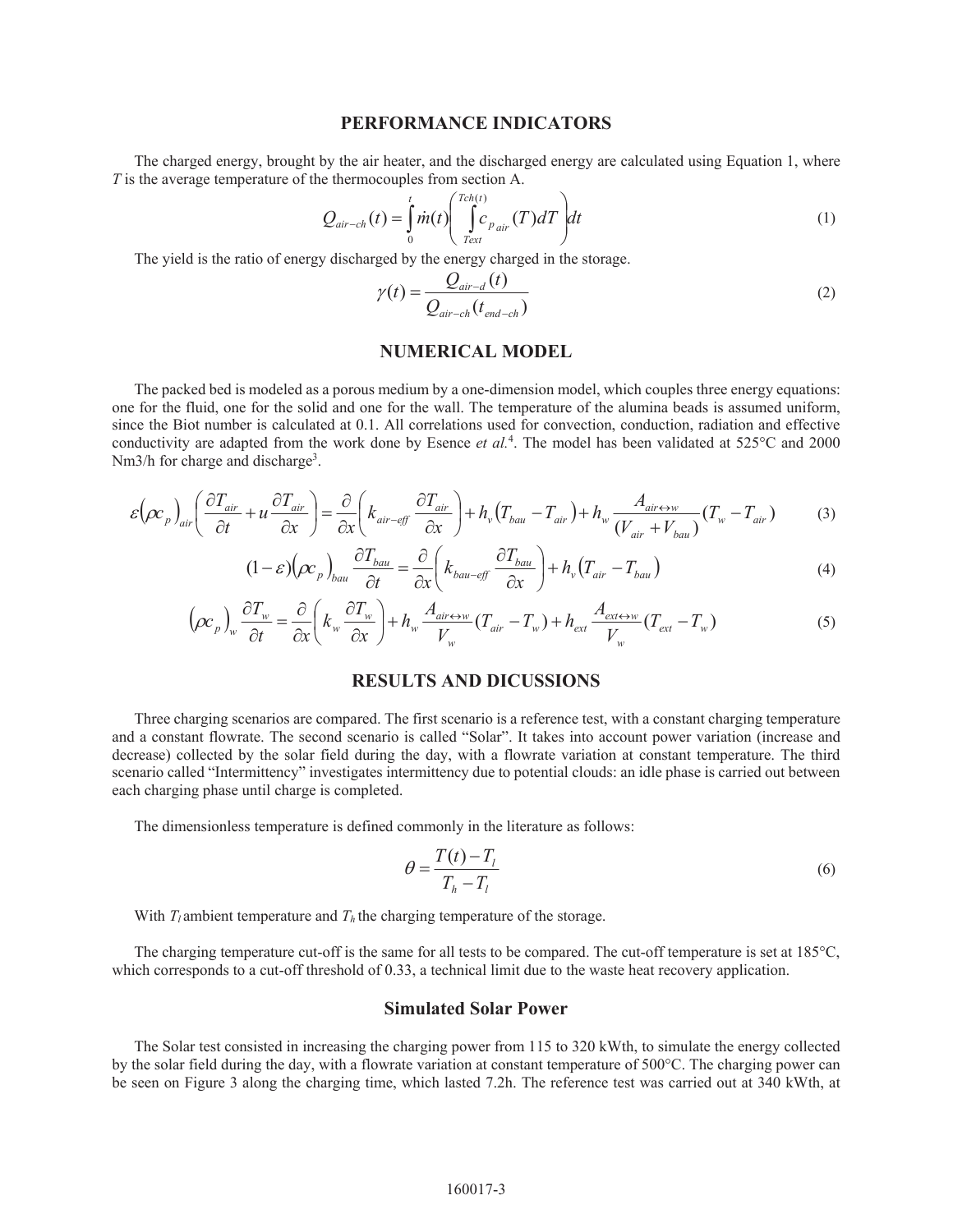## PERFORMANCE INDICATORS

The charged energy, brought by the air heater, and the discharged energy are calculated using Equation 1, where $T$ is the average temperature of the thermocouples from section A.

$$Q_{air-ch}(t) = \int_{0}^{t} \dot{m}(t) \left( \int_{Text}^{Tch(t)} c_{p\,air}(T) dT \right) dt \tag{1}$$

The yield is the ratio of energy discharged by the energy charged in the storage.

$$\gamma(t) = \frac{Q_{air-d}(t)}{Q_{air-ch}(t_{end-ch})} \tag{2}$$

## NUMERICAL MODEL

The packed bed is modeled as a porous medium by a one-dimension model, which couples three energy equations: one for the fluid, one for the solid and one for the wall. The temperature of the alumina beads is assumed uniform, since the Biot number is calculated at 0.1. All correlations used for convection, conduction, radiation and effective conductivity are adapted from the work done by Esence *et al.*[4]. The model has been validated at 525°C and 2000 Nm3/h for charge and discharge[3].

$$\varepsilon\left(\rho c_p\right)_{air}\left(\frac{\partial T_{air}}{\partial t} + u\frac{\partial T_{air}}{\partial x}\right) = \frac{\partial}{\partial x}\left(k_{air-eff}\frac{\partial T_{air}}{\partial x}\right) + h_v\left(T_{bau} - T_{air}\right) + h_w \frac{A_{air\leftrightarrow w}}{(V_{air} + V_{bau})}(T_w - T_{air}) \tag{3}$$

$$(1-\varepsilon)\left(\rho c_p\right)_{bau}\frac{\partial T_{bau}}{\partial t} = \frac{\partial}{\partial x}\left(k_{bau-eff}\frac{\partial T_{bau}}{\partial x}\right) + h_v\left(T_{air} - T_{bau}\right) \tag{4}$$

$$\left(\rho c_p\right)_w \frac{\partial T_w}{\partial t} = \frac{\partial}{\partial x}\left(k_w \frac{\partial T_w}{\partial x}\right) + h_w \frac{A_{air\leftrightarrow w}}{V_w}(T_{air} - T_w) + h_{ext}\frac{A_{ext\leftrightarrow w}}{V_w}(T_{ext} - T_w) \tag{5}$$

## RESULTS AND DICUSSIONS

Three charging scenarios are compared. The first scenario is a reference test, with a constant charging temperature and a constant flowrate. The second scenario is called "Solar". It takes into account power variation (increase and decrease) collected by the solar field during the day, with a flowrate variation at constant temperature. The third scenario called "Intermittency" investigates intermittency due to potential clouds: an idle phase is carried out between each charging phase until charge is completed.

The dimensionless temperature is defined commonly in the literature as follows:

$$\theta = \frac{T(t) - T_l}{T_h - T_l} \tag{6}$$

With $T_l$ ambient temperature and $T_h$ the charging temperature of the storage.

The charging temperature cut-off is the same for all tests to be compared. The cut-off temperature is set at 185°C, which corresponds to a cut-off threshold of 0.33, a technical limit due to the waste heat recovery application.

### Simulated Solar Power

The Solar test consisted in increasing the charging power from 115 to 320 kWth, to simulate the energy collected by the solar field during the day, with a flowrate variation at constant temperature of 500°C. The charging power can be seen on Figure 3 along the charging time, which lasted 7.2h. The reference test was carried out at 340 kWth, at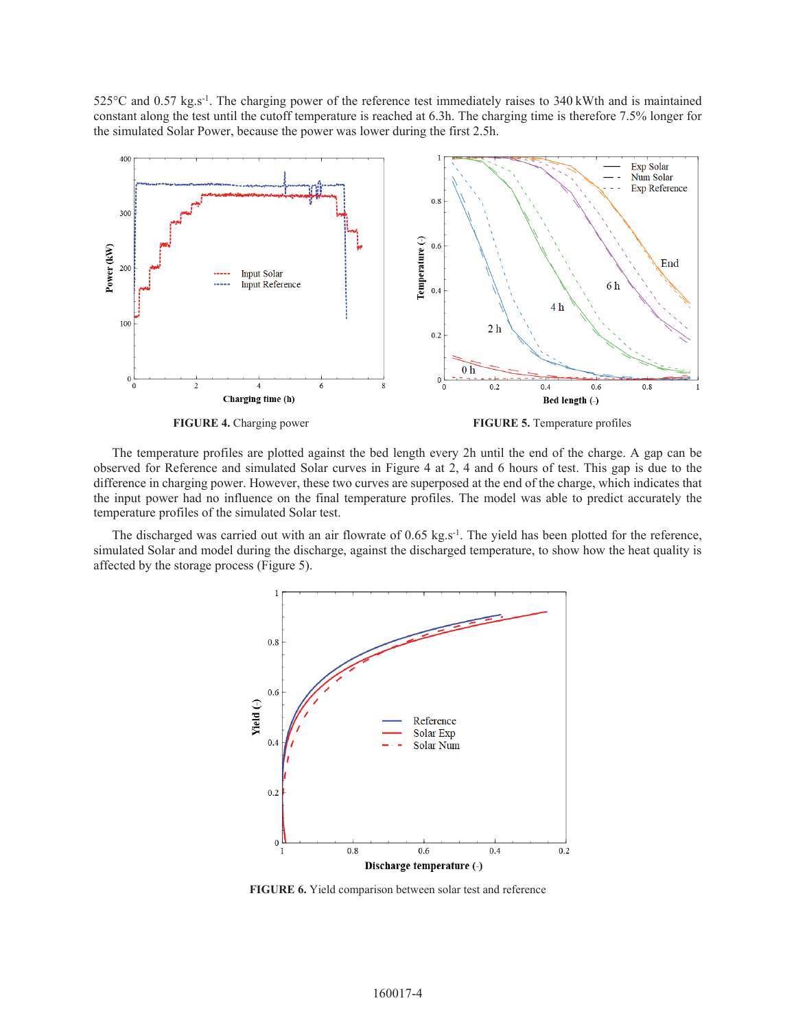525°C and 0.57 kg.s[-1]. The charging power of the reference test immediately raises to 340 kWth and is maintained constant along the test until the cutoff temperature is reached at 6.3h. The charging time is therefore 7.5% longer for the simulated Solar Power, because the power was lower during the first 2.5h.

**FIGURE 4.** Charging power

**FIGURE 5.** Temperature profiles

The temperature profiles are plotted against the bed length every 2h until the end of the charge. A gap can be observed for Reference and simulated Solar curves in Figure 4 at 2, 4 and 6 hours of test. This gap is due to the difference in charging power. However, these two curves are superposed at the end of the charge, which indicates that the input power had no influence on the final temperature profiles. The model was able to predict accurately the temperature profiles of the simulated Solar test.

The discharged was carried out with an air flowrate of 0.65 kg.s[-1]. The yield has been plotted for the reference, simulated Solar and model during the discharge, against the discharged temperature, to show how the heat quality is affected by the storage process (Figure 5).

**FIGURE 6.** Yield comparison between solar test and reference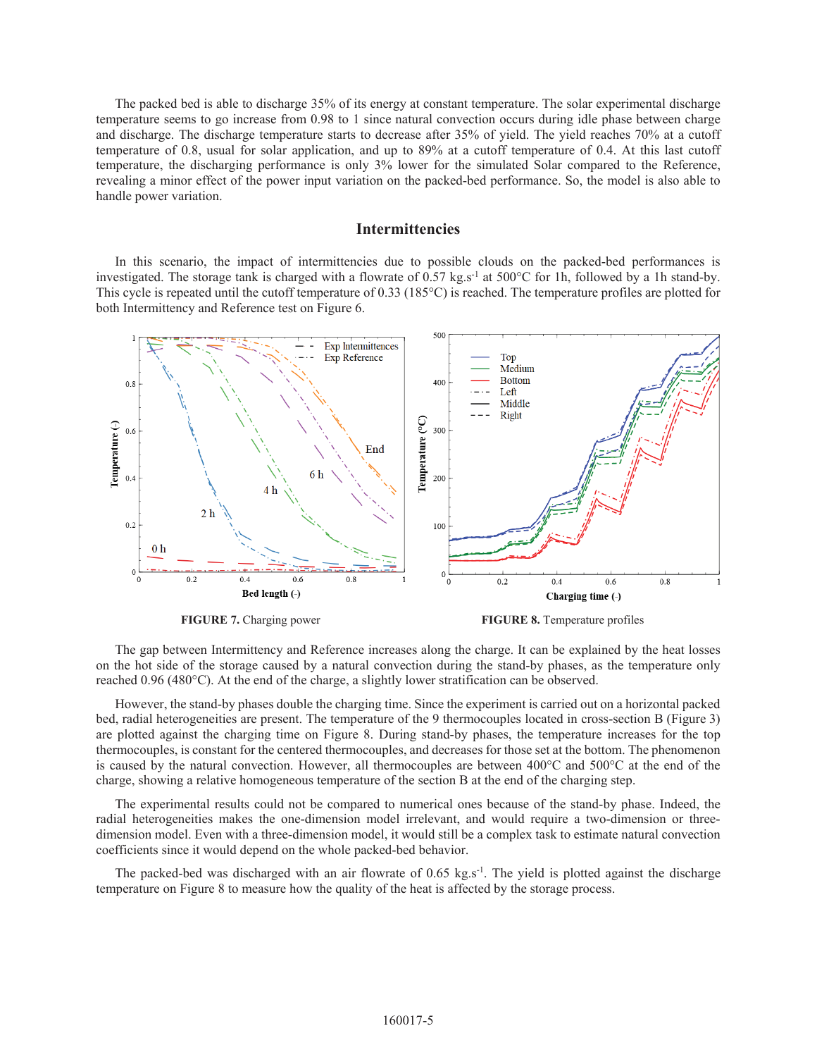The packed bed is able to discharge 35% of its energy at constant temperature. The solar experimental discharge temperature seems to go increase from 0.98 to 1 since natural convection occurs during idle phase between charge and discharge. The discharge temperature starts to decrease after 35% of yield. The yield reaches 70% at a cutoff temperature of 0.8, usual for solar application, and up to 89% at a cutoff temperature of 0.4. At this last cutoff temperature, the discharging performance is only 3% lower for the simulated Solar compared to the Reference, revealing a minor effect of the power input variation on the packed-bed performance. So, the model is also able to handle power variation.

## Intermittencies

In this scenario, the impact of intermittencies due to possible clouds on the packed-bed performances is investigated. The storage tank is charged with a flowrate of 0.57 kg.s$^{-1}$ at 500°C for 1h, followed by a 1h stand-by. This cycle is repeated until the cutoff temperature of 0.33 (185°C) is reached. The temperature profiles are plotted for both Intermittency and Reference test on Figure 6.

**FIGURE 7.** Charging power

**FIGURE 8.** Temperature profiles

The gap between Intermittency and Reference increases along the charge. It can be explained by the heat losses on the hot side of the storage caused by a natural convection during the stand-by phases, as the temperature only reached 0.96 (480°C). At the end of the charge, a slightly lower stratification can be observed.

However, the stand-by phases double the charging time. Since the experiment is carried out on a horizontal packed bed, radial heterogeneities are present. The temperature of the 9 thermocouples located in cross-section B (Figure 3) are plotted against the charging time on Figure 8. During stand-by phases, the temperature increases for the top thermocouples, is constant for the centered thermocouples, and decreases for those set at the bottom. The phenomenon is caused by the natural convection. However, all thermocouples are between 400°C and 500°C at the end of the charge, showing a relative homogeneous temperature of the section B at the end of the charging step.

The experimental results could not be compared to numerical ones because of the stand-by phase. Indeed, the radial heterogeneities makes the one-dimension model irrelevant, and would require a two-dimension or three-dimension model. Even with a three-dimension model, it would still be a complex task to estimate natural convection coefficients since it would depend on the whole packed-bed behavior.

The packed-bed was discharged with an air flowrate of 0.65 kg.s$^{-1}$. The yield is plotted against the discharge temperature on Figure 8 to measure how the quality of the heat is affected by the storage process.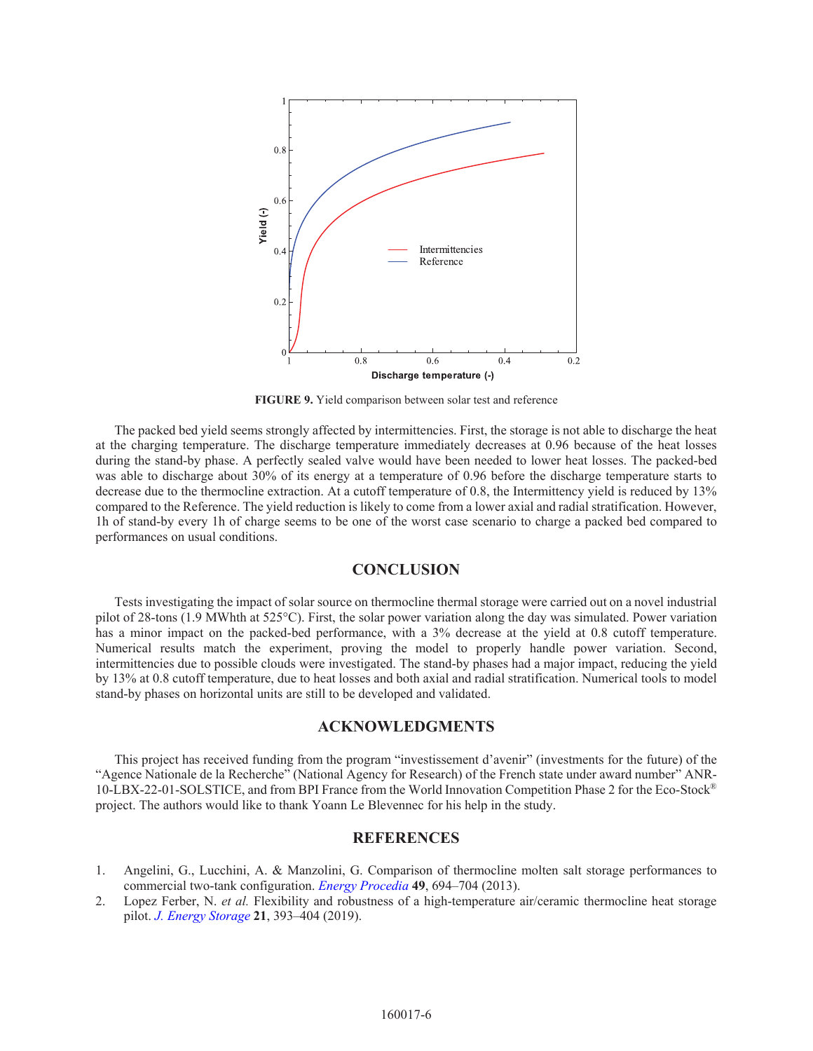FIGURE 9. Yield comparison between solar test and reference

The packed bed yield seems strongly affected by intermittencies. First, the storage is not able to discharge the heat at the charging temperature. The discharge temperature immediately decreases at 0.96 because of the heat losses during the stand-by phase. A perfectly sealed valve would have been needed to lower heat losses. The packed-bed was able to discharge about 30% of its energy at a temperature of 0.96 before the discharge temperature starts to decrease due to the thermocline extraction. At a cutoff temperature of 0.8, the Intermittency yield is reduced by 13% compared to the Reference. The yield reduction is likely to come from a lower axial and radial stratification. However, 1h of stand-by every 1h of charge seems to be one of the worst case scenario to charge a packed bed compared to performances on usual conditions.

## CONCLUSION

Tests investigating the impact of solar source on thermocline thermal storage were carried out on a novel industrial pilot of 28-tons (1.9 MWhth at 525°C). First, the solar power variation along the day was simulated. Power variation has a minor impact on the packed-bed performance, with a 3% decrease at the yield at 0.8 cutoff temperature. Numerical results match the experiment, proving the model to properly handle power variation. Second, intermittencies due to possible clouds were investigated. The stand-by phases had a major impact, reducing the yield by 13% at 0.8 cutoff temperature, due to heat losses and both axial and radial stratification. Numerical tools to model stand-by phases on horizontal units are still to be developed and validated.

## ACKNOWLEDGMENTS

This project has received funding from the program "investissement d'avenir" (investments for the future) of the "Agence Nationale de la Recherche" (National Agency for Research) of the French state under award number" ANR-10-LBX-22-01-SOLSTICE, and from BPI France from the World Innovation Competition Phase 2 for the Eco-Stock® project. The authors would like to thank Yoann Le Blevennec for his help in the study.

## REFERENCES

1. Angelini, G., Lucchini, A. & Manzolini, G. Comparison of thermocline molten salt storage performances to commercial two-tank configuration. *Energy Procedia* **49**, 694–704 (2013).
2. Lopez Ferber, N. *et al.* Flexibility and robustness of a high-temperature air/ceramic thermocline heat storage pilot. *J. Energy Storage* **21**, 393–404 (2019).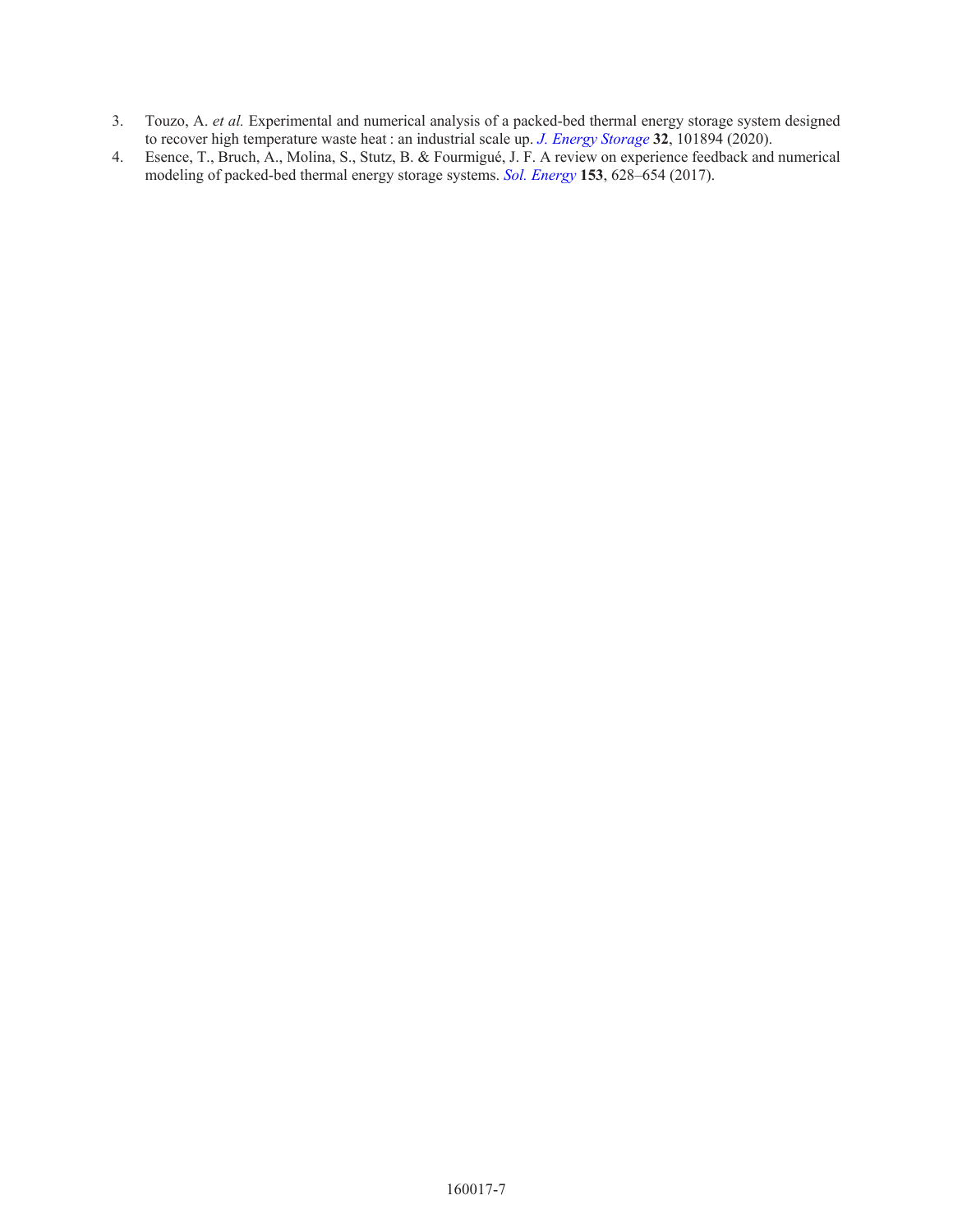3. Touzo, A. *et al.* Experimental and numerical analysis of a packed-bed thermal energy storage system designed to recover high temperature waste heat : an industrial scale up. *J. Energy Storage* **32**, 101894 (2020).
4. Esence, T., Bruch, A., Molina, S., Stutz, B. & Fourmigué, J. F. A review on experience feedback and numerical modeling of packed-bed thermal energy storage systems. *Sol. Energy* **153**, 628–654 (2017).